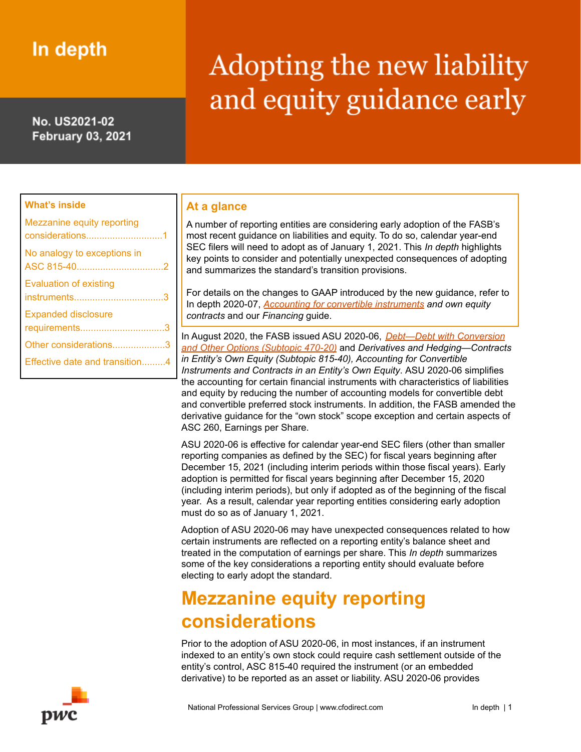# In depth

No. US2021-02
February 03, 2021

# Adopting the new liability and equity guidance early

**What's inside**

- Mezzanine equity reporting considerations............................1
- No analogy to exceptions in ASC 815-40................................2
- Evaluation of existing instruments.................................3
- Expanded disclosure requirements...............................3
- Other considerations....................3
- Effective date and transition.........4

## At a glance

A number of reporting entities are considering early adoption of the FASB's most recent guidance on liabilities and equity. To do so, calendar year-end SEC filers will need to adopt as of January 1, 2021. This *In depth* highlights key points to consider and potentially unexpected consequences of adopting and summarizes the standard's transition provisions.

For details on the changes to GAAP introduced by the new guidance, refer to In depth 2020-07, *Accounting for convertible instruments and own equity contracts* and our *Financing* guide.

In August 2020, the FASB issued ASU 2020-06, *Debt—Debt with Conversion and Other Options (Subtopic 470-20)* and *Derivatives and Hedging—Contracts in Entity's Own Equity (Subtopic 815-40), Accounting for Convertible Instruments and Contracts in an Entity's Own Equity*. ASU 2020-06 simplifies the accounting for certain financial instruments with characteristics of liabilities and equity by reducing the number of accounting models for convertible debt and convertible preferred stock instruments. In addition, the FASB amended the derivative guidance for the "own stock" scope exception and certain aspects of ASC 260, Earnings per Share.

ASU 2020-06 is effective for calendar year-end SEC filers (other than smaller reporting companies as defined by the SEC) for fiscal years beginning after December 15, 2021 (including interim periods within those fiscal years). Early adoption is permitted for fiscal years beginning after December 15, 2020 (including interim periods), but only if adopted as of the beginning of the fiscal year. As a result, calendar year reporting entities considering early adoption must do so as of January 1, 2021.

Adoption of ASU 2020-06 may have unexpected consequences related to how certain instruments are reflected on a reporting entity's balance sheet and treated in the computation of earnings per share. This *In depth* summarizes some of the key considerations a reporting entity should evaluate before electing to early adopt the standard.

## Mezzanine equity reporting considerations

Prior to the adoption of ASU 2020-06, in most instances, if an instrument indexed to an entity's own stock could require cash settlement outside of the entity's control, ASC 815-40 required the instrument (or an embedded derivative) to be reported as an asset or liability. ASU 2020-06 provides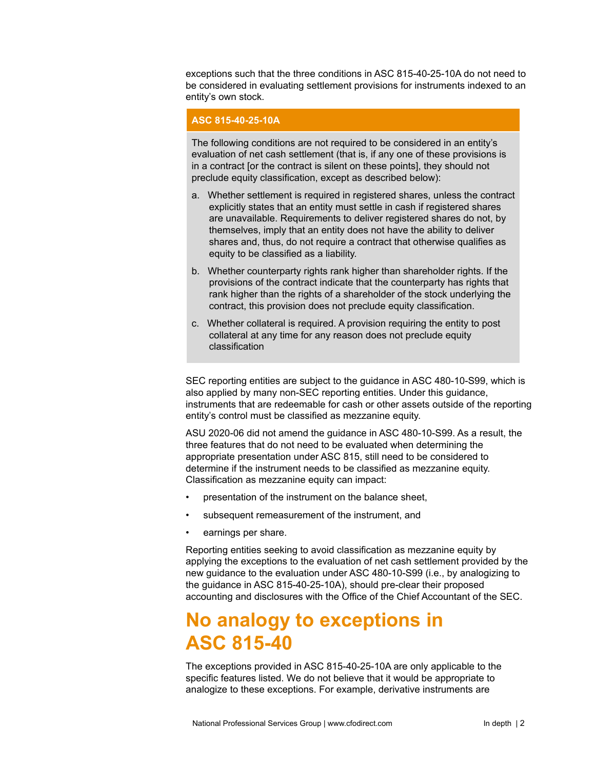exceptions such that the three conditions in ASC 815-40-25-10A do not need to be considered in evaluating settlement provisions for instruments indexed to an entity's own stock.

> **ASC 815-40-25-10A**
>
> The following conditions are not required to be considered in an entity's evaluation of net cash settlement (that is, if any one of these provisions is in a contract [or the contract is silent on these points], they should not preclude equity classification, except as described below):
>
> a. Whether settlement is required in registered shares, unless the contract explicitly states that an entity must settle in cash if registered shares are unavailable. Requirements to deliver registered shares do not, by themselves, imply that an entity does not have the ability to deliver shares and, thus, do not require a contract that otherwise qualifies as equity to be classified as a liability.
>
> b. Whether counterparty rights rank higher than shareholder rights. If the provisions of the contract indicate that the counterparty has rights that rank higher than the rights of a shareholder of the stock underlying the contract, this provision does not preclude equity classification.
>
> c. Whether collateral is required. A provision requiring the entity to post collateral at any time for any reason does not preclude equity classification

SEC reporting entities are subject to the guidance in ASC 480-10-S99, which is also applied by many non-SEC reporting entities. Under this guidance, instruments that are redeemable for cash or other assets outside of the reporting entity's control must be classified as mezzanine equity.

ASU 2020-06 did not amend the guidance in ASC 480-10-S99. As a result, the three features that do not need to be evaluated when determining the appropriate presentation under ASC 815, still need to be considered to determine if the instrument needs to be classified as mezzanine equity. Classification as mezzanine equity can impact:

- presentation of the instrument on the balance sheet,
- subsequent remeasurement of the instrument, and
- earnings per share.

Reporting entities seeking to avoid classification as mezzanine equity by applying the exceptions to the evaluation of net cash settlement provided by the new guidance to the evaluation under ASC 480-10-S99 (i.e., by analogizing to the guidance in ASC 815-40-25-10A), should pre-clear their proposed accounting and disclosures with the Office of the Chief Accountant of the SEC.

## No analogy to exceptions in ASC 815-40

The exceptions provided in ASC 815-40-25-10A are only applicable to the specific features listed. We do not believe that it would be appropriate to analogize to these exceptions. For example, derivative instruments are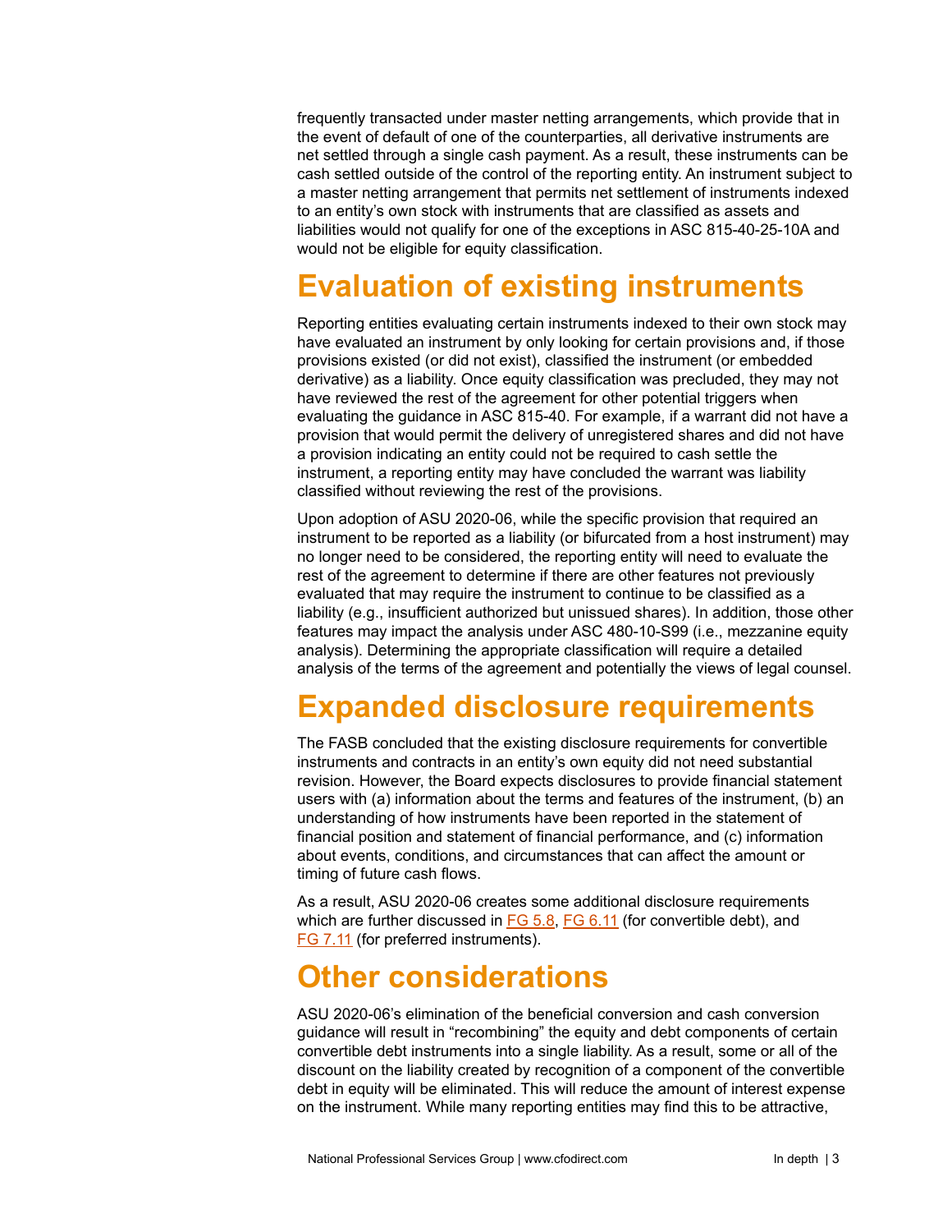frequently transacted under master netting arrangements, which provide that in the event of default of one of the counterparties, all derivative instruments are net settled through a single cash payment. As a result, these instruments can be cash settled outside of the control of the reporting entity. An instrument subject to a master netting arrangement that permits net settlement of instruments indexed to an entity's own stock with instruments that are classified as assets and liabilities would not qualify for one of the exceptions in ASC 815-40-25-10A and would not be eligible for equity classification.

# Evaluation of existing instruments

Reporting entities evaluating certain instruments indexed to their own stock may have evaluated an instrument by only looking for certain provisions and, if those provisions existed (or did not exist), classified the instrument (or embedded derivative) as a liability. Once equity classification was precluded, they may not have reviewed the rest of the agreement for other potential triggers when evaluating the guidance in ASC 815-40. For example, if a warrant did not have a provision that would permit the delivery of unregistered shares and did not have a provision indicating an entity could not be required to cash settle the instrument, a reporting entity may have concluded the warrant was liability classified without reviewing the rest of the provisions.

Upon adoption of ASU 2020-06, while the specific provision that required an instrument to be reported as a liability (or bifurcated from a host instrument) may no longer need to be considered, the reporting entity will need to evaluate the rest of the agreement to determine if there are other features not previously evaluated that may require the instrument to continue to be classified as a liability (e.g., insufficient authorized but unissued shares). In addition, those other features may impact the analysis under ASC 480-10-S99 (i.e., mezzanine equity analysis). Determining the appropriate classification will require a detailed analysis of the terms of the agreement and potentially the views of legal counsel.

# Expanded disclosure requirements

The FASB concluded that the existing disclosure requirements for convertible instruments and contracts in an entity's own equity did not need substantial revision. However, the Board expects disclosures to provide financial statement users with (a) information about the terms and features of the instrument, (b) an understanding of how instruments have been reported in the statement of financial position and statement of financial performance, and (c) information about events, conditions, and circumstances that can affect the amount or timing of future cash flows.

As a result, ASU 2020-06 creates some additional disclosure requirements which are further discussed in FG 5.8, FG 6.11 (for convertible debt), and FG 7.11 (for preferred instruments).

# Other considerations

ASU 2020-06's elimination of the beneficial conversion and cash conversion guidance will result in "recombining" the equity and debt components of certain convertible debt instruments into a single liability. As a result, some or all of the discount on the liability created by recognition of a component of the convertible debt in equity will be eliminated. This will reduce the amount of interest expense on the instrument. While many reporting entities may find this to be attractive,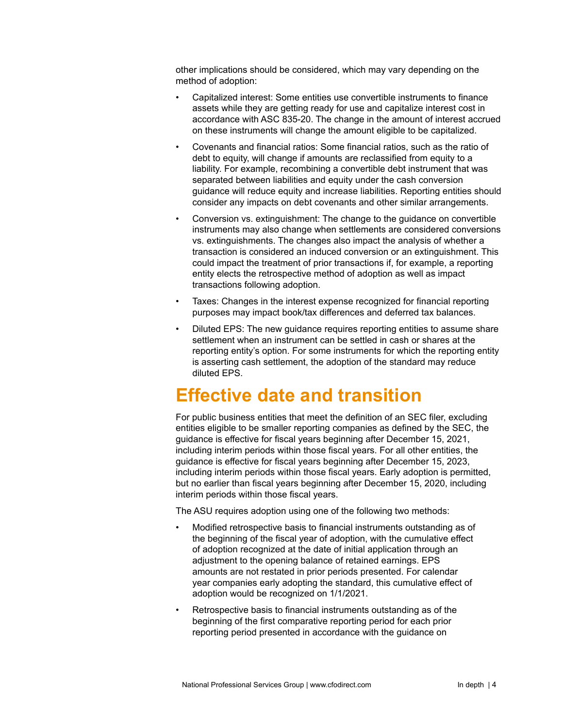other implications should be considered, which may vary depending on the method of adoption:

- Capitalized interest: Some entities use convertible instruments to finance assets while they are getting ready for use and capitalize interest cost in accordance with ASC 835-20. The change in the amount of interest accrued on these instruments will change the amount eligible to be capitalized.
- Covenants and financial ratios: Some financial ratios, such as the ratio of debt to equity, will change if amounts are reclassified from equity to a liability. For example, recombining a convertible debt instrument that was separated between liabilities and equity under the cash conversion guidance will reduce equity and increase liabilities. Reporting entities should consider any impacts on debt covenants and other similar arrangements.
- Conversion vs. extinguishment: The change to the guidance on convertible instruments may also change when settlements are considered conversions vs. extinguishments. The changes also impact the analysis of whether a transaction is considered an induced conversion or an extinguishment. This could impact the treatment of prior transactions if, for example, a reporting entity elects the retrospective method of adoption as well as impact transactions following adoption.
- Taxes: Changes in the interest expense recognized for financial reporting purposes may impact book/tax differences and deferred tax balances.
- Diluted EPS: The new guidance requires reporting entities to assume share settlement when an instrument can be settled in cash or shares at the reporting entity's option. For some instruments for which the reporting entity is asserting cash settlement, the adoption of the standard may reduce diluted EPS.

# Effective date and transition

For public business entities that meet the definition of an SEC filer, excluding entities eligible to be smaller reporting companies as defined by the SEC, the guidance is effective for fiscal years beginning after December 15, 2021, including interim periods within those fiscal years. For all other entities, the guidance is effective for fiscal years beginning after December 15, 2023, including interim periods within those fiscal years. Early adoption is permitted, but no earlier than fiscal years beginning after December 15, 2020, including interim periods within those fiscal years.

The ASU requires adoption using one of the following two methods:

- Modified retrospective basis to financial instruments outstanding as of the beginning of the fiscal year of adoption, with the cumulative effect of adoption recognized at the date of initial application through an adjustment to the opening balance of retained earnings. EPS amounts are not restated in prior periods presented. For calendar year companies early adopting the standard, this cumulative effect of adoption would be recognized on 1/1/2021.
- Retrospective basis to financial instruments outstanding as of the beginning of the first comparative reporting period for each prior reporting period presented in accordance with the guidance on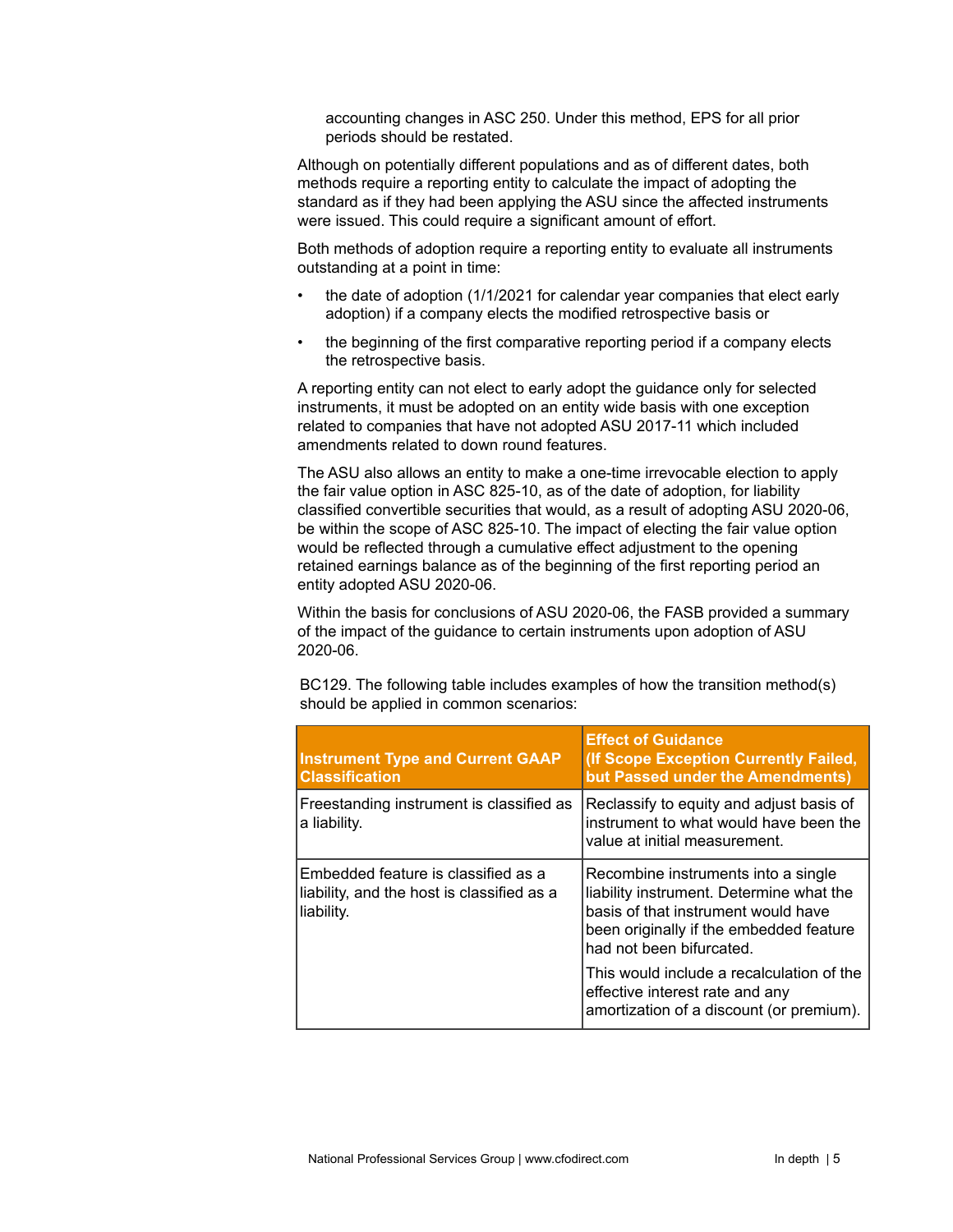accounting changes in ASC 250. Under this method, EPS for all prior periods should be restated.

Although on potentially different populations and as of different dates, both methods require a reporting entity to calculate the impact of adopting the standard as if they had been applying the ASU since the affected instruments were issued. This could require a significant amount of effort.

Both methods of adoption require a reporting entity to evaluate all instruments outstanding at a point in time:

- the date of adoption (1/1/2021 for calendar year companies that elect early adoption) if a company elects the modified retrospective basis or
- the beginning of the first comparative reporting period if a company elects the retrospective basis.

A reporting entity can not elect to early adopt the guidance only for selected instruments, it must be adopted on an entity wide basis with one exception related to companies that have not adopted ASU 2017-11 which included amendments related to down round features.

The ASU also allows an entity to make a one-time irrevocable election to apply the fair value option in ASC 825-10, as of the date of adoption, for liability classified convertible securities that would, as a result of adopting ASU 2020-06, be within the scope of ASC 825-10. The impact of electing the fair value option would be reflected through a cumulative effect adjustment to the opening retained earnings balance as of the beginning of the first reporting period an entity adopted ASU 2020-06.

Within the basis for conclusions of ASU 2020-06, the FASB provided a summary of the impact of the guidance to certain instruments upon adoption of ASU 2020-06.

BC129. The following table includes examples of how the transition method(s) should be applied in common scenarios:

| Instrument Type and Current GAAP Classification | Effect of Guidance (If Scope Exception Currently Failed, but Passed under the Amendments) |
|---|---|
| Freestanding instrument is classified as a liability. | Reclassify to equity and adjust basis of instrument to what would have been the value at initial measurement. |
| Embedded feature is classified as a liability, and the host is classified as a liability. | Recombine instruments into a single liability instrument. Determine what the basis of that instrument would have been originally if the embedded feature had not been bifurcated.<br><br>This would include a recalculation of the effective interest rate and any amortization of a discount (or premium). |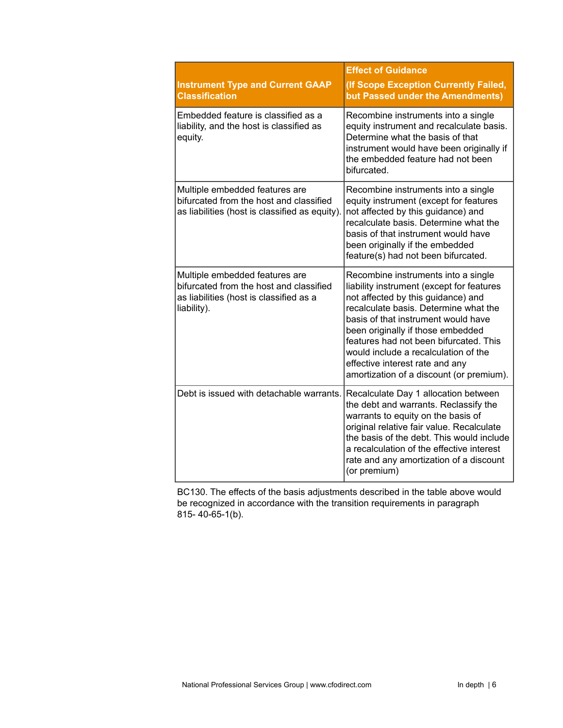| Instrument Type and Current GAAP Classification | Effect of Guidance (If Scope Exception Currently Failed, but Passed under the Amendments) |
|---|---|
| Embedded feature is classified as a liability, and the host is classified as equity. | Recombine instruments into a single equity instrument and recalculate basis. Determine what the basis of that instrument would have been originally if the embedded feature had not been bifurcated. |
| Multiple embedded features are bifurcated from the host and classified as liabilities (host is classified as equity). | Recombine instruments into a single equity instrument (except for features not affected by this guidance) and recalculate basis. Determine what the basis of that instrument would have been originally if the embedded feature(s) had not been bifurcated. |
| Multiple embedded features are bifurcated from the host and classified as liabilities (host is classified as a liability). | Recombine instruments into a single liability instrument (except for features not affected by this guidance) and recalculate basis. Determine what the basis of that instrument would have been originally if those embedded features had not been bifurcated. This would include a recalculation of the effective interest rate and any amortization of a discount (or premium). |
| Debt is issued with detachable warrants. | Recalculate Day 1 allocation between the debt and warrants. Reclassify the warrants to equity on the basis of original relative fair value. Recalculate the basis of the debt. This would include a recalculation of the effective interest rate and any amortization of a discount (or premium) |

BC130. The effects of the basis adjustments described in the table above would be recognized in accordance with the transition requirements in paragraph 815- 40-65-1(b).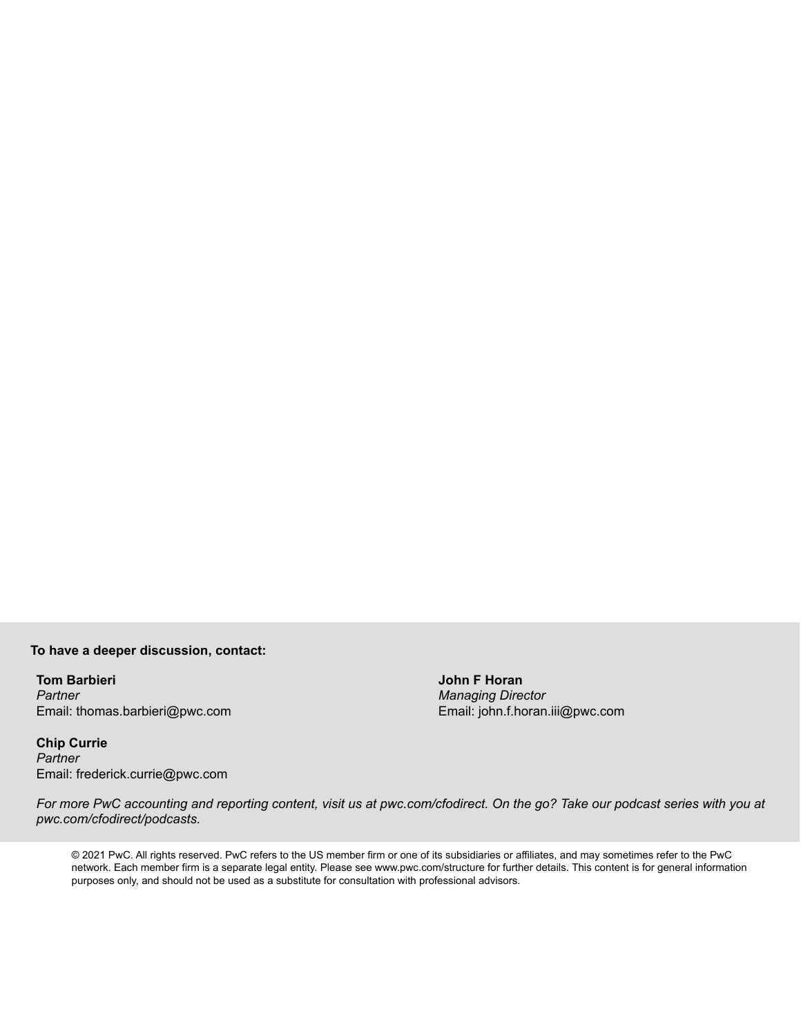**To have a deeper discussion, contact:**

**Tom Barbieri**
*Partner*
Email: thomas.barbieri@pwc.com

**John F Horan**
*Managing Director*
Email: john.f.horan.iii@pwc.com

**Chip Currie**
*Partner*
Email: frederick.currie@pwc.com

*For more PwC accounting and reporting content, visit us at pwc.com/cfodirect. On the go? Take our podcast series with you at pwc.com/cfodirect/podcasts.*

© 2021 PwC. All rights reserved. PwC refers to the US member firm or one of its subsidiaries or affiliates, and may sometimes refer to the PwC network. Each member firm is a separate legal entity. Please see www.pwc.com/structure for further details. This content is for general information purposes only, and should not be used as a substitute for consultation with professional advisors.